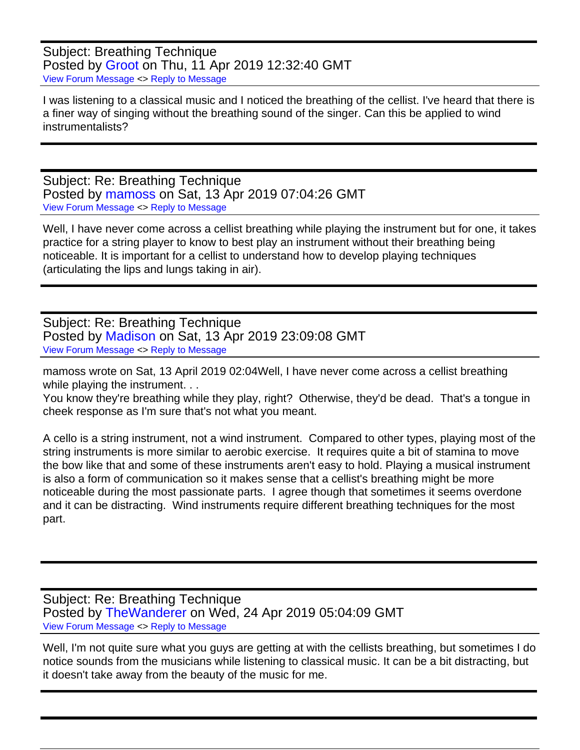Subject: Breathing Technique
Posted by Groot on Thu, 11 Apr 2019 12:32:40 GMT
View Forum Message <> Reply to Message

I was listening to a classical music and I noticed the breathing of the cellist. I've heard that there is a finer way of singing without the breathing sound of the singer. Can this be applied to wind instrumentalists?

---

Subject: Re: Breathing Technique
Posted by mamoss on Sat, 13 Apr 2019 07:04:26 GMT
View Forum Message <> Reply to Message

Well, I have never come across a cellist breathing while playing the instrument but for one, it takes practice for a string player to know to best play an instrument without their breathing being noticeable. It is important for a cellist to understand how to develop playing techniques (articulating the lips and lungs taking in air).

---

Subject: Re: Breathing Technique
Posted by Madison on Sat, 13 Apr 2019 23:09:08 GMT
View Forum Message <> Reply to Message

mamoss wrote on Sat, 13 April 2019 02:04Well, I have never come across a cellist breathing while playing the instrument. . .

You know they're breathing while they play, right? Otherwise, they'd be dead. That's a tongue in cheek response as I'm sure that's not what you meant.

A cello is a string instrument, not a wind instrument. Compared to other types, playing most of the string instruments is more similar to aerobic exercise. It requires quite a bit of stamina to move the bow like that and some of these instruments aren't easy to hold. Playing a musical instrument is also a form of communication so it makes sense that a cellist's breathing might be more noticeable during the most passionate parts. I agree though that sometimes it seems overdone and it can be distracting. Wind instruments require different breathing techniques for the most part.

---

Subject: Re: Breathing Technique
Posted by TheWanderer on Wed, 24 Apr 2019 05:04:09 GMT
View Forum Message <> Reply to Message

Well, I'm not quite sure what you guys are getting at with the cellists breathing, but sometimes I do notice sounds from the musicians while listening to classical music. It can be a bit distracting, but it doesn't take away from the beauty of the music for me.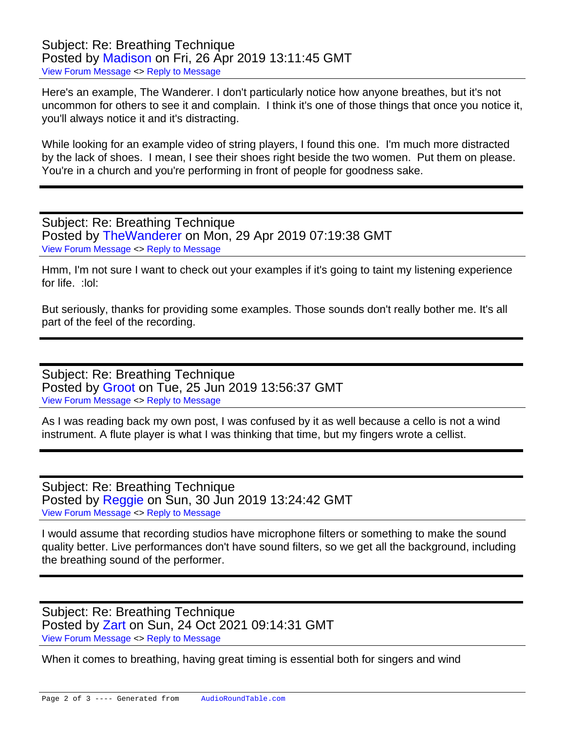Subject: Re: Breathing Technique
Posted by Madison on Fri, 26 Apr 2019 13:11:45 GMT
View Forum Message <> Reply to Message

Here's an example, The Wanderer. I don't particularly notice how anyone breathes, but it's not uncommon for others to see it and complain. I think it's one of those things that once you notice it, you'll always notice it and it's distracting.

While looking for an example video of string players, I found this one. I'm much more distracted by the lack of shoes. I mean, I see their shoes right beside the two women. Put them on please. You're in a church and you're performing in front of people for goodness sake.

---

Subject: Re: Breathing Technique
Posted by TheWanderer on Mon, 29 Apr 2019 07:19:38 GMT
View Forum Message <> Reply to Message

Hmm, I'm not sure I want to check out your examples if it's going to taint my listening experience for life. :lol:

But seriously, thanks for providing some examples. Those sounds don't really bother me. It's all part of the feel of the recording.

---

Subject: Re: Breathing Technique
Posted by Groot on Tue, 25 Jun 2019 13:56:37 GMT
View Forum Message <> Reply to Message

As I was reading back my own post, I was confused by it as well because a cello is not a wind instrument. A flute player is what I was thinking that time, but my fingers wrote a cellist.

---

Subject: Re: Breathing Technique
Posted by Reggie on Sun, 30 Jun 2019 13:24:42 GMT
View Forum Message <> Reply to Message

I would assume that recording studios have microphone filters or something to make the sound quality better. Live performances don't have sound filters, so we get all the background, including the breathing sound of the performer.

---

Subject: Re: Breathing Technique
Posted by Zart on Sun, 24 Oct 2021 09:14:31 GMT
View Forum Message <> Reply to Message

When it comes to breathing, having great timing is essential both for singers and wind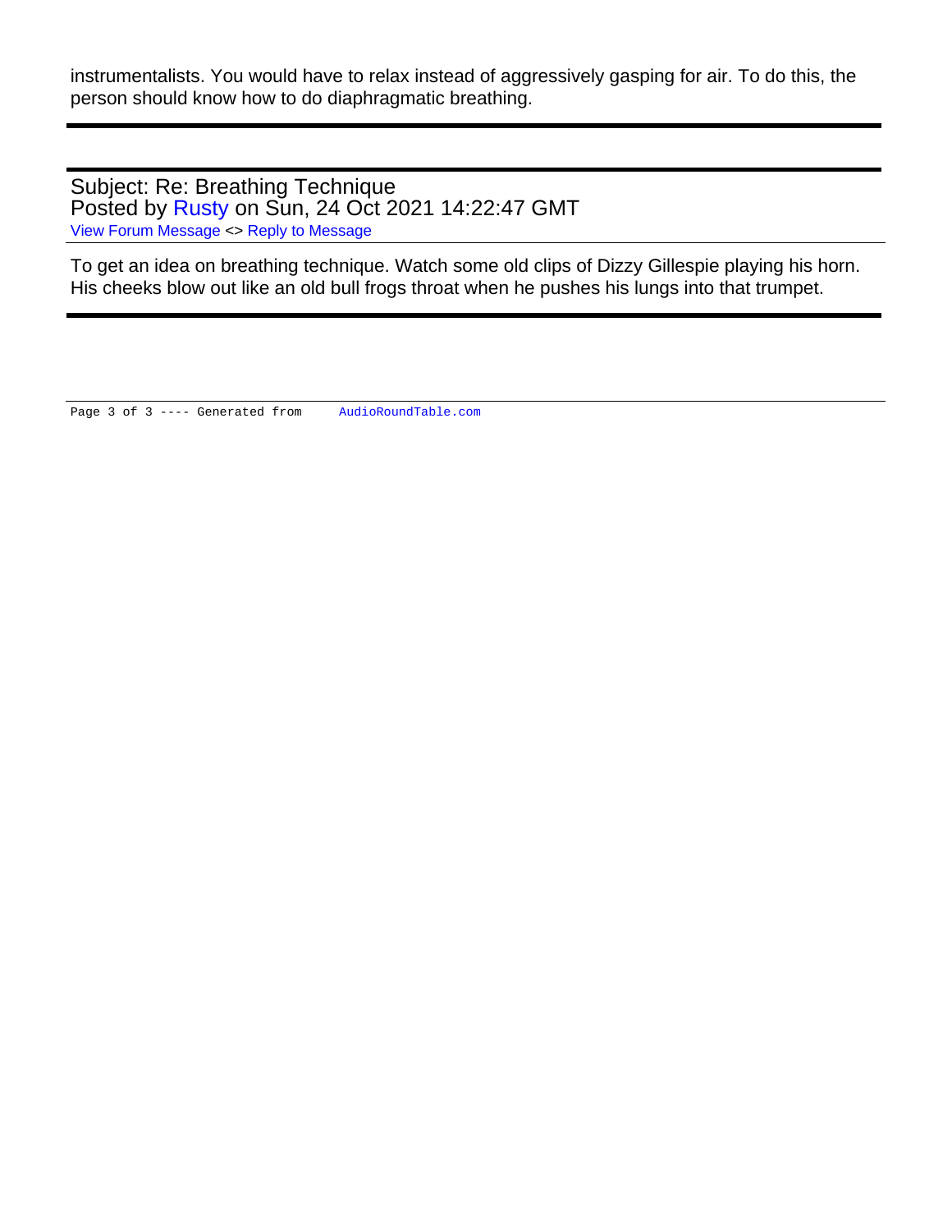instrumentalists. You would have to relax instead of aggressively gasping for air. To do this, the person should know how to do diaphragmatic breathing.

---

Subject: Re: Breathing Technique
Posted by Rusty on Sun, 24 Oct 2021 14:22:47 GMT
View Forum Message <> Reply to Message

To get an idea on breathing technique. Watch some old clips of Dizzy Gillespie playing his horn. His cheeks blow out like an old bull frogs throat when he pushes his lungs into that trumpet.